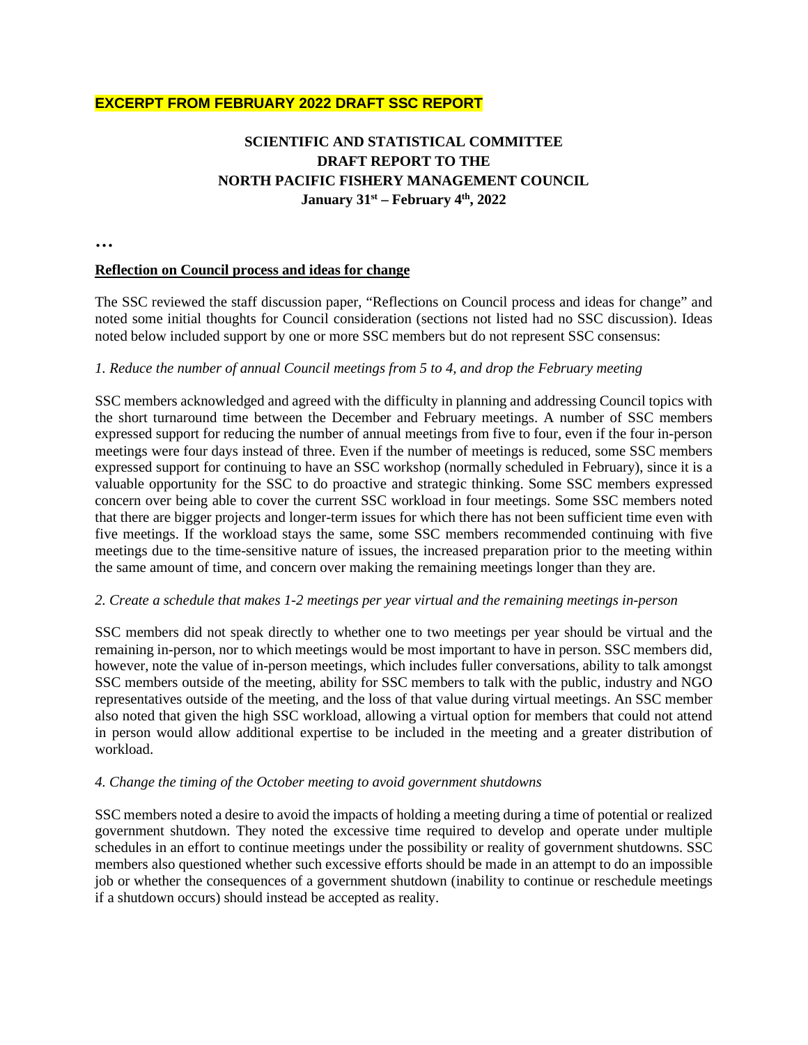**EXCERPT FROM FEBRUARY 2022 DRAFT SSC REPORT**

# SCIENTIFIC AND STATISTICAL COMMITTEE
# DRAFT REPORT TO THE
# NORTH PACIFIC FISHERY MANAGEMENT COUNCIL
## January 31st – February 4th, 2022

…

**Reflection on Council process and ideas for change**

The SSC reviewed the staff discussion paper, "Reflections on Council process and ideas for change" and noted some initial thoughts for Council consideration (sections not listed had no SSC discussion). Ideas noted below included support by one or more SSC members but do not represent SSC consensus:

*1. Reduce the number of annual Council meetings from 5 to 4, and drop the February meeting*

SSC members acknowledged and agreed with the difficulty in planning and addressing Council topics with the short turnaround time between the December and February meetings. A number of SSC members expressed support for reducing the number of annual meetings from five to four, even if the four in-person meetings were four days instead of three. Even if the number of meetings is reduced, some SSC members expressed support for continuing to have an SSC workshop (normally scheduled in February), since it is a valuable opportunity for the SSC to do proactive and strategic thinking. Some SSC members expressed concern over being able to cover the current SSC workload in four meetings. Some SSC members noted that there are bigger projects and longer-term issues for which there has not been sufficient time even with five meetings. If the workload stays the same, some SSC members recommended continuing with five meetings due to the time-sensitive nature of issues, the increased preparation prior to the meeting within the same amount of time, and concern over making the remaining meetings longer than they are.

*2. Create a schedule that makes 1-2 meetings per year virtual and the remaining meetings in-person*

SSC members did not speak directly to whether one to two meetings per year should be virtual and the remaining in-person, nor to which meetings would be most important to have in person. SSC members did, however, note the value of in-person meetings, which includes fuller conversations, ability to talk amongst SSC members outside of the meeting, ability for SSC members to talk with the public, industry and NGO representatives outside of the meeting, and the loss of that value during virtual meetings. An SSC member also noted that given the high SSC workload, allowing a virtual option for members that could not attend in person would allow additional expertise to be included in the meeting and a greater distribution of workload.

*4. Change the timing of the October meeting to avoid government shutdowns*

SSC members noted a desire to avoid the impacts of holding a meeting during a time of potential or realized government shutdown. They noted the excessive time required to develop and operate under multiple schedules in an effort to continue meetings under the possibility or reality of government shutdowns. SSC members also questioned whether such excessive efforts should be made in an attempt to do an impossible job or whether the consequences of a government shutdown (inability to continue or reschedule meetings if a shutdown occurs) should instead be accepted as reality.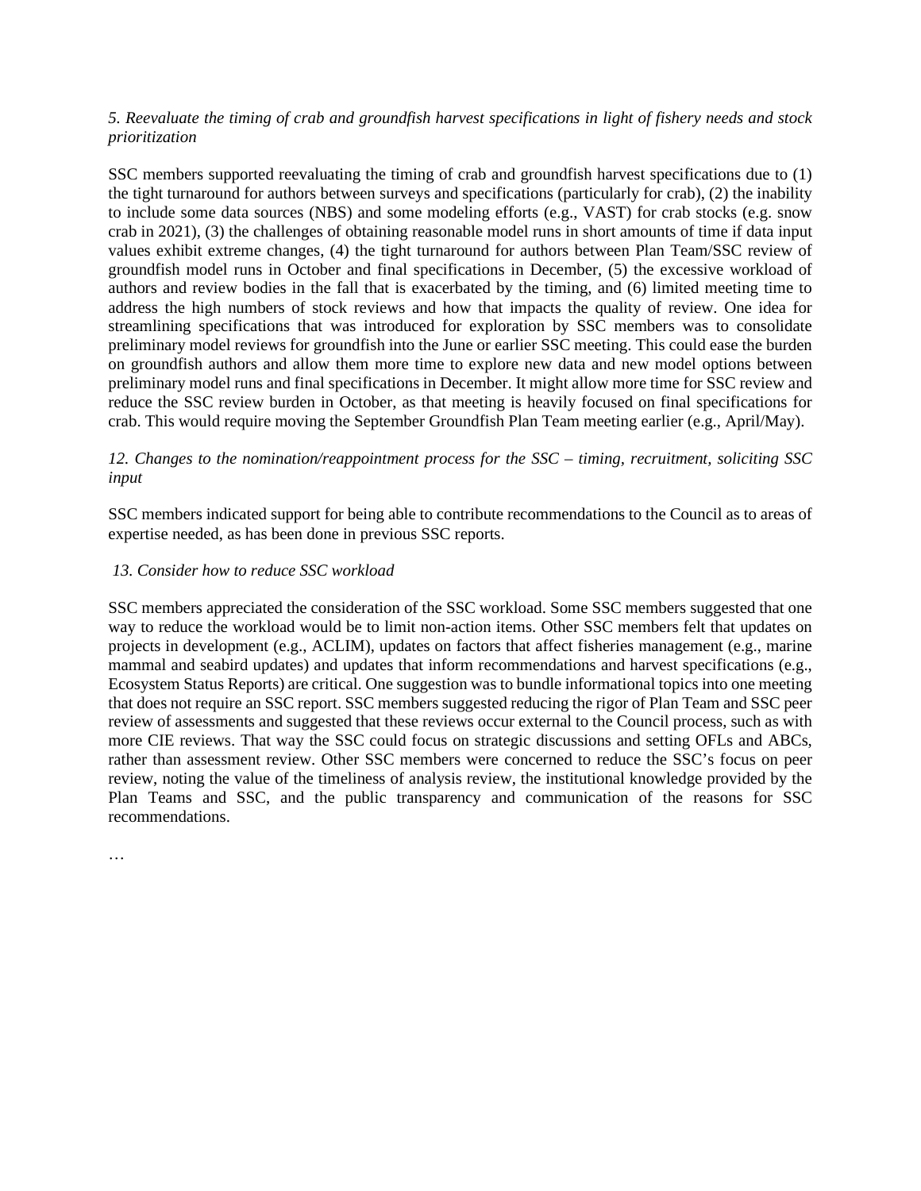*5. Reevaluate the timing of crab and groundfish harvest specifications in light of fishery needs and stock prioritization*

SSC members supported reevaluating the timing of crab and groundfish harvest specifications due to (1) the tight turnaround for authors between surveys and specifications (particularly for crab), (2) the inability to include some data sources (NBS) and some modeling efforts (e.g., VAST) for crab stocks (e.g. snow crab in 2021), (3) the challenges of obtaining reasonable model runs in short amounts of time if data input values exhibit extreme changes, (4) the tight turnaround for authors between Plan Team/SSC review of groundfish model runs in October and final specifications in December, (5) the excessive workload of authors and review bodies in the fall that is exacerbated by the timing, and (6) limited meeting time to address the high numbers of stock reviews and how that impacts the quality of review. One idea for streamlining specifications that was introduced for exploration by SSC members was to consolidate preliminary model reviews for groundfish into the June or earlier SSC meeting. This could ease the burden on groundfish authors and allow them more time to explore new data and new model options between preliminary model runs and final specifications in December. It might allow more time for SSC review and reduce the SSC review burden in October, as that meeting is heavily focused on final specifications for crab. This would require moving the September Groundfish Plan Team meeting earlier (e.g., April/May).

*12. Changes to the nomination/reappointment process for the SSC – timing, recruitment, soliciting SSC input*

SSC members indicated support for being able to contribute recommendations to the Council as to areas of expertise needed, as has been done in previous SSC reports.

*13. Consider how to reduce SSC workload*

SSC members appreciated the consideration of the SSC workload. Some SSC members suggested that one way to reduce the workload would be to limit non-action items. Other SSC members felt that updates on projects in development (e.g., ACLIM), updates on factors that affect fisheries management (e.g., marine mammal and seabird updates) and updates that inform recommendations and harvest specifications (e.g., Ecosystem Status Reports) are critical. One suggestion was to bundle informational topics into one meeting that does not require an SSC report. SSC members suggested reducing the rigor of Plan Team and SSC peer review of assessments and suggested that these reviews occur external to the Council process, such as with more CIE reviews. That way the SSC could focus on strategic discussions and setting OFLs and ABCs, rather than assessment review. Other SSC members were concerned to reduce the SSC's focus on peer review, noting the value of the timeliness of analysis review, the institutional knowledge provided by the Plan Teams and SSC, and the public transparency and communication of the reasons for SSC recommendations.

…